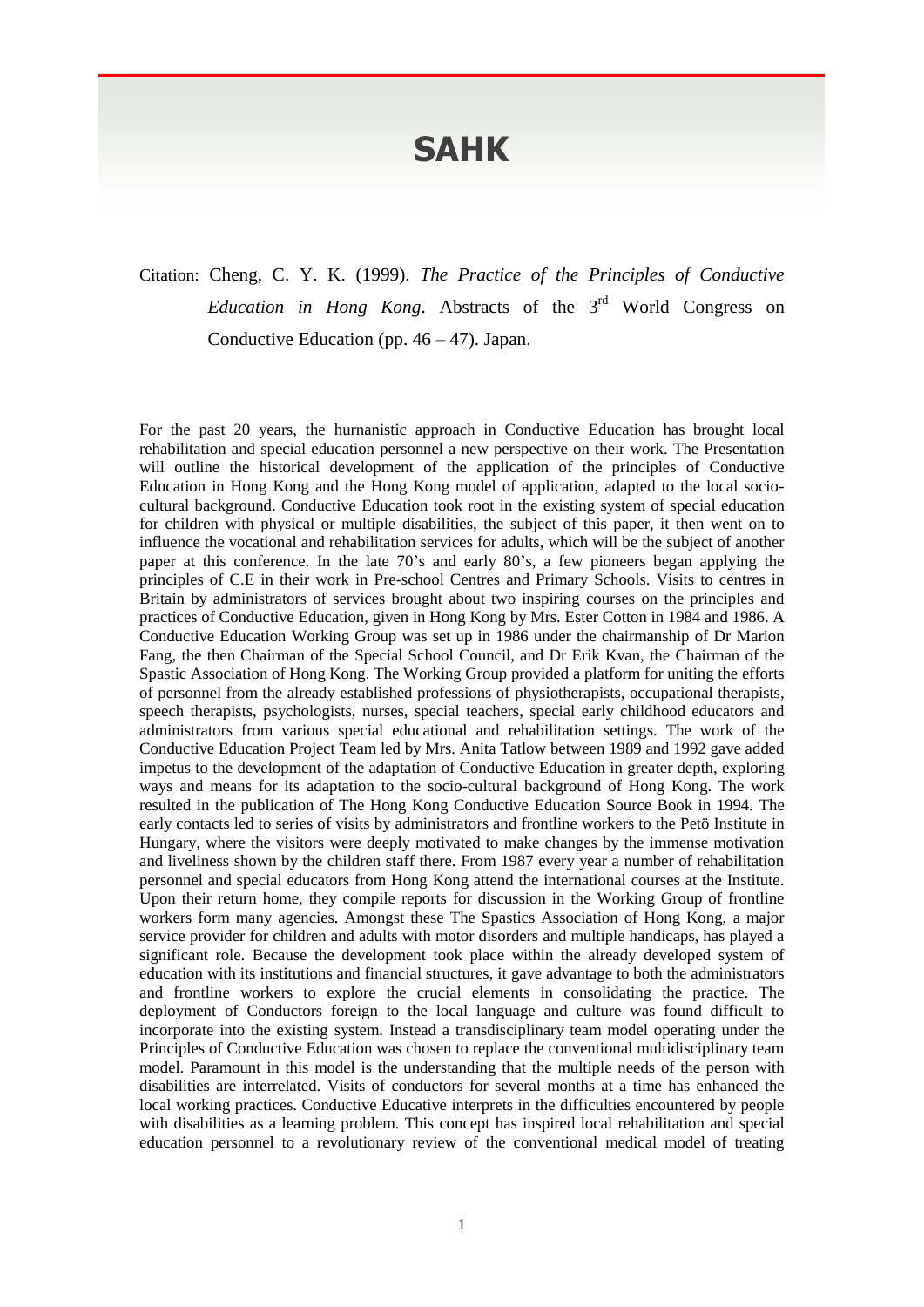# SAHK

Citation: Cheng, C. Y. K. (1999). *The Practice of the Principles of Conductive Education in Hong Kong*. Abstracts of the 3rd World Congress on Conductive Education (pp. 46 – 47). Japan.

For the past 20 years, the hurnanistic approach in Conductive Education has brought local rehabilitation and special education personnel a new perspective on their work. The Presentation will outline the historical development of the application of the principles of Conductive Education in Hong Kong and the Hong Kong model of application, adapted to the local socio-cultural background. Conductive Education took root in the existing system of special education for children with physical or multiple disabilities, the subject of this paper, it then went on to influence the vocational and rehabilitation services for adults, which will be the subject of another paper at this conference. In the late 70's and early 80's, a few pioneers began applying the principles of C.E in their work in Pre-school Centres and Primary Schools. Visits to centres in Britain by administrators of services brought about two inspiring courses on the principles and practices of Conductive Education, given in Hong Kong by Mrs. Ester Cotton in 1984 and 1986. A Conductive Education Working Group was set up in 1986 under the chairmanship of Dr Marion Fang, the then Chairman of the Special School Council, and Dr Erik Kvan, the Chairman of the Spastic Association of Hong Kong. The Working Group provided a platform for uniting the efforts of personnel from the already established professions of physiotherapists, occupational therapists, speech therapists, psychologists, nurses, special teachers, special early childhood educators and administrators from various special educational and rehabilitation settings. The work of the Conductive Education Project Team led by Mrs. Anita Tatlow between 1989 and 1992 gave added impetus to the development of the adaptation of Conductive Education in greater depth, exploring ways and means for its adaptation to the socio-cultural background of Hong Kong. The work resulted in the publication of The Hong Kong Conductive Education Source Book in 1994. The early contacts led to series of visits by administrators and frontline workers to the Petö Institute in Hungary, where the visitors were deeply motivated to make changes by the immense motivation and liveliness shown by the children staff there. From 1987 every year a number of rehabilitation personnel and special educators from Hong Kong attend the international courses at the Institute. Upon their return home, they compile reports for discussion in the Working Group of frontline workers form many agencies. Amongst these The Spastics Association of Hong Kong, a major service provider for children and adults with motor disorders and multiple handicaps, has played a significant role. Because the development took place within the already developed system of education with its institutions and financial structures, it gave advantage to both the administrators and frontline workers to explore the crucial elements in consolidating the practice. The deployment of Conductors foreign to the local language and culture was found difficult to incorporate into the existing system. Instead a transdisciplinary team model operating under the Principles of Conductive Education was chosen to replace the conventional multidisciplinary team model. Paramount in this model is the understanding that the multiple needs of the person with disabilities are interrelated. Visits of conductors for several months at a time has enhanced the local working practices. Conductive Educative interprets in the difficulties encountered by people with disabilities as a learning problem. This concept has inspired local rehabilitation and special education personnel to a revolutionary review of the conventional medical model of treating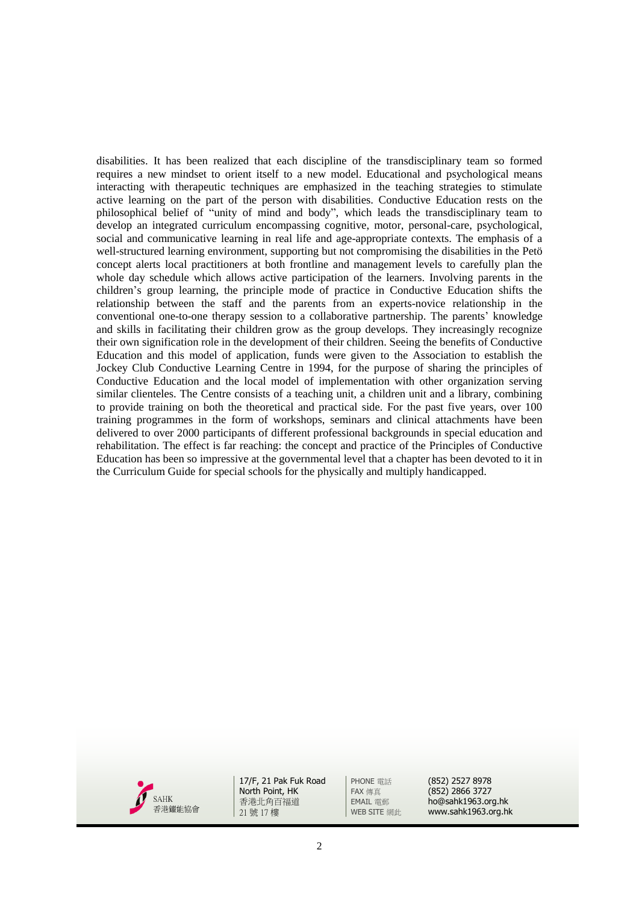disabilities. It has been realized that each discipline of the transdisciplinary team so formed requires a new mindset to orient itself to a new model. Educational and psychological means interacting with therapeutic techniques are emphasized in the teaching strategies to stimulate active learning on the part of the person with disabilities. Conductive Education rests on the philosophical belief of "unity of mind and body", which leads the transdisciplinary team to develop an integrated curriculum encompassing cognitive, motor, personal-care, psychological, social and communicative learning in real life and age-appropriate contexts. The emphasis of a well-structured learning environment, supporting but not compromising the disabilities in the Petö concept alerts local practitioners at both frontline and management levels to carefully plan the whole day schedule which allows active participation of the learners. Involving parents in the children's group learning, the principle mode of practice in Conductive Education shifts the relationship between the staff and the parents from an experts-novice relationship in the conventional one-to-one therapy session to a collaborative partnership. The parents' knowledge and skills in facilitating their children grow as the group develops. They increasingly recognize their own signification role in the development of their children. Seeing the benefits of Conductive Education and this model of application, funds were given to the Association to establish the Jockey Club Conductive Learning Centre in 1994, for the purpose of sharing the principles of Conductive Education and the local model of implementation with other organization serving similar clienteles. The Centre consists of a teaching unit, a children unit and a library, combining to provide training on both the theoretical and practical side. For the past five years, over 100 training programmes in the form of workshops, seminars and clinical attachments have been delivered to over 2000 participants of different professional backgrounds in special education and rehabilitation. The effect is far reaching: the concept and practice of the Principles of Conductive Education has been so impressive at the governmental level that a chapter has been devoted to it in the Curriculum Guide for special schools for the physically and multiply handicapped.